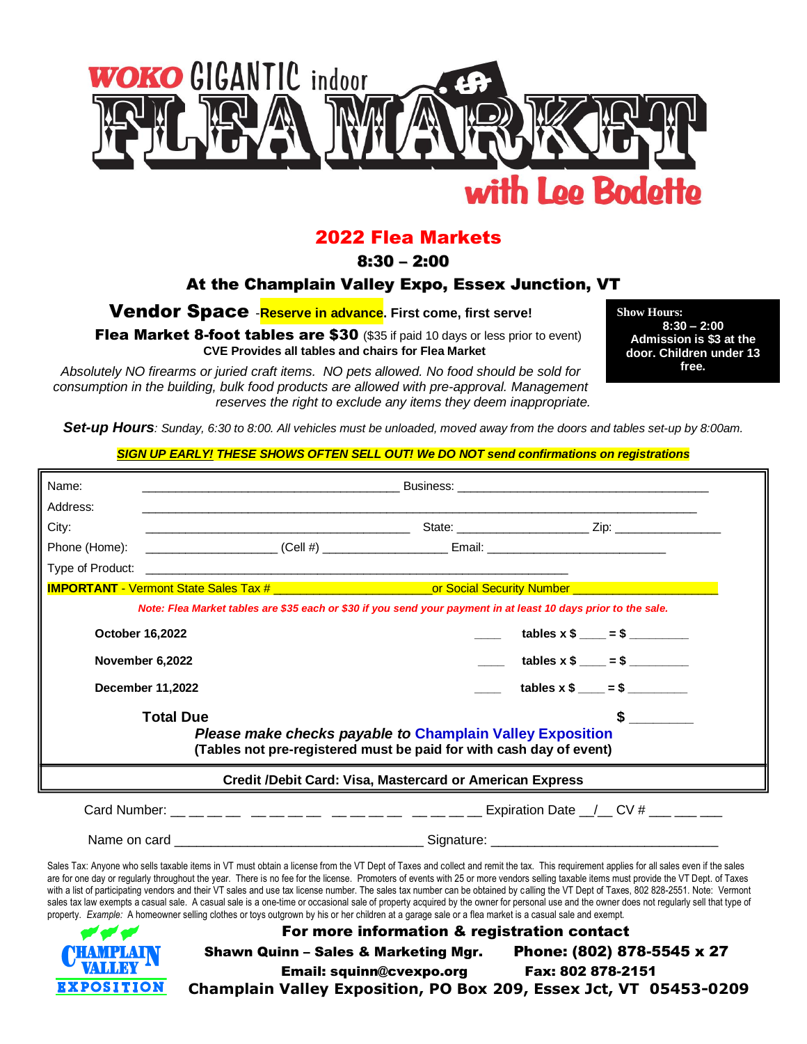# WOKO GIGANTIC indoor FLEA MARKET with Lee Bodette

## 2022 Flea Markets

**8:30 – 2:00**

**At the Champlain Valley Expo, Essex Junction, VT**

**Vendor Space** -**Reserve in advance. First come, first serve!**

**Flea Market 8-foot tables are $30** ($35 if paid 10 days or less prior to event)

**CVE Provides all tables and chairs for Flea Market**

*Absolutely NO firearms or juried craft items. NO pets allowed. No food should be sold for consumption in the building, bulk food products are allowed with pre-approval. Management reserves the right to exclude any items they deem inappropriate.*

**Show Hours:**
**8:30 – 2:00**
**Admission is $3 at the door. Children under 13 free.**

***Set-up Hours****: Sunday, 6:30 to 8:00. All vehicles must be unloaded, moved away from the doors and tables set-up by 8:00am.*

***SIGN UP EARLY! THESE SHOWS OFTEN SELL OUT! We DO NOT send confirmations on registrations***

Name: _______________________________________ Business: _____________________________________

Address: ________________________________________________________________________________

City: _______________________________________ State: ____________________ Zip: ________________

Phone (Home): ____________________ (Cell #) ___________________ Email: ___________________________

Type of Product: ______________________________________________________________________

**IMPORTANT** - Vermont State Sales Tax # ________________________ or Social Security Number ______________________

*Note: Flea Market tables are $35 each or $30 if you send your payment in at least 10 days prior to the sale.*

| Date | | |
|---|---|---|
| **October 16,2022** | ____ | **tables x $ ____ = $ _________** |
| **November 6,2022** | ____ | **tables x $ ____ = $ _________** |
| **December 11,2022** | ____ | **tables x $ ____ = $ _________** |
| **Total Due** | | **$ _________** |

***Please make checks payable to* Champlain Valley Exposition**

**(Tables not pre-registered must be paid for with cash day of event)**

**Credit /Debit Card: Visa, Mastercard or American Express**

Card Number: __ __ __ __ __ __ __ __ __ __ __ __ __ __ __ __ Expiration Date __/__ CV # ___ ___ ___

Name on card __________________________________ Signature: ______________________________

Sales Tax: Anyone who sells taxable items in VT must obtain a license from the VT Dept of Taxes and collect and remit the tax. This requirement applies for all sales even if the sales are for one day or regularly throughout the year. There is no fee for the license. Promoters of events with 25 or more vendors selling taxable items must provide the VT Dept. of Taxes with a list of participating vendors and their VT sales and use tax license number. The sales tax number can be obtained by calling the VT Dept of Taxes, 802 828-2551. Note: Vermont sales tax law exempts a casual sale. A casual sale is a one-time or occasional sale of property acquired by the owner for personal use and the owner does not regularly sell that type of property. *Example:* A homeowner selling clothes or toys outgrown by his or her children at a garage sale or a flea market is a casual sale and exempt.

**For more information & registration contact**

**Shawn Quinn – Sales & Marketing Mgr. Phone: (802) 878-5545 x 27**

**Email: squinn@cvexpo.org Fax: 802 878-2151**

**Champlain Valley Exposition, PO Box 209, Essex Jct, VT 05453-0209**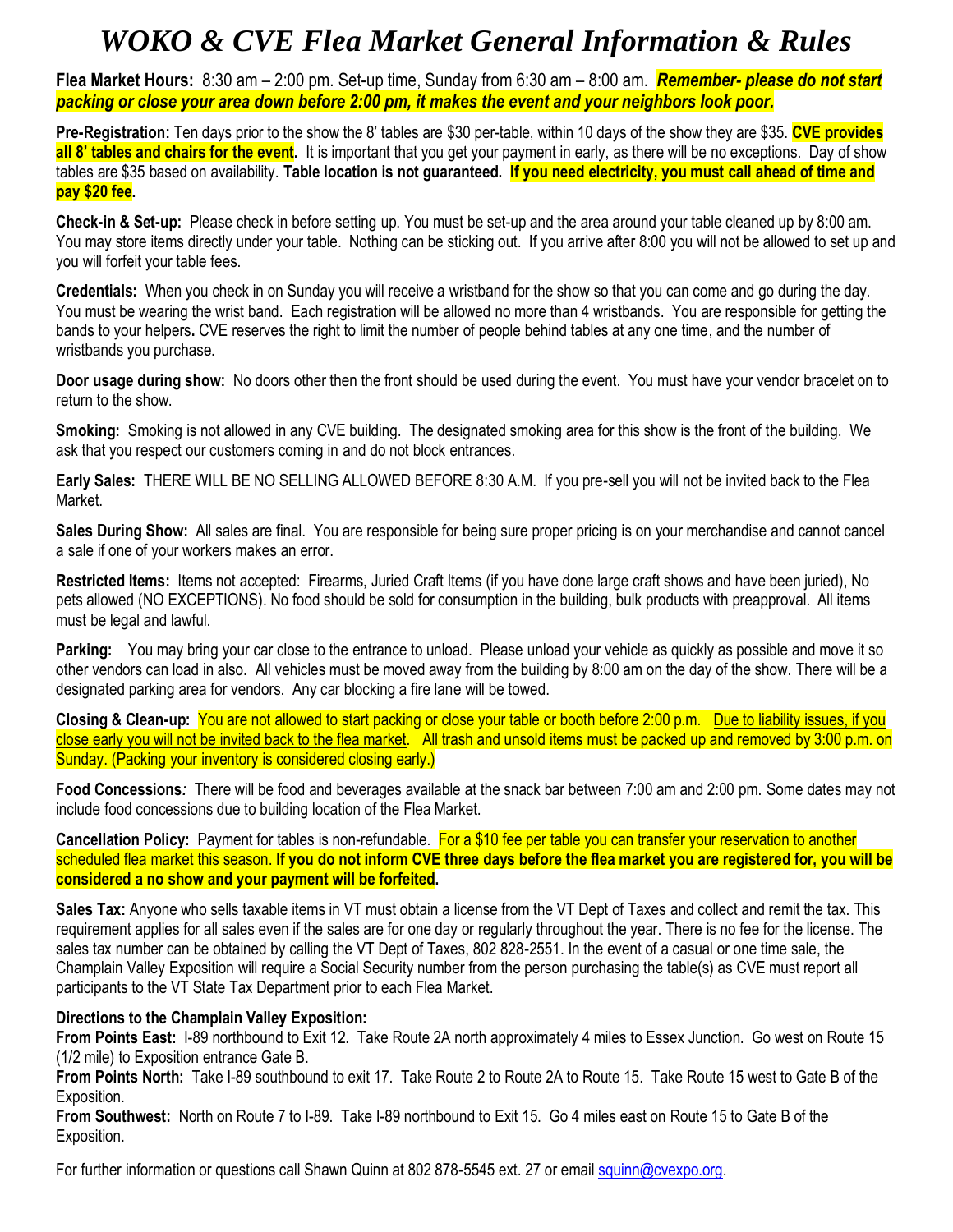# *WOKO & CVE Flea Market General Information & Rules*

**Flea Market Hours:** 8:30 am – 2:00 pm. Set-up time, Sunday from 6:30 am – 8:00 am. ***Remember- please do not start packing or close your area down before 2:00 pm, it makes the event and your neighbors look poor.***

**Pre-Registration:** Ten days prior to the show the 8' tables are $30 per-table, within 10 days of the show they are $35. **CVE provides all 8' tables and chairs for the event.** It is important that you get your payment in early, as there will be no exceptions. Day of show tables are $35 based on availability. **Table location is not guaranteed. If you need electricity, you must call ahead of time and pay $20 fee.**

**Check-in & Set-up:** Please check in before setting up. You must be set-up and the area around your table cleaned up by 8:00 am. You may store items directly under your table. Nothing can be sticking out. If you arrive after 8:00 you will not be allowed to set up and you will forfeit your table fees.

**Credentials:** When you check in on Sunday you will receive a wristband for the show so that you can come and go during the day. You must be wearing the wrist band. Each registration will be allowed no more than 4 wristbands. You are responsible for getting the bands to your helpers**.** CVE reserves the right to limit the number of people behind tables at any one time, and the number of wristbands you purchase.

**Door usage during show:** No doors other then the front should be used during the event. You must have your vendor bracelet on to return to the show.

**Smoking:** Smoking is not allowed in any CVE building. The designated smoking area for this show is the front of the building. We ask that you respect our customers coming in and do not block entrances.

**Early Sales:** THERE WILL BE NO SELLING ALLOWED BEFORE 8:30 A.M. If you pre-sell you will not be invited back to the Flea Market.

**Sales During Show:** All sales are final. You are responsible for being sure proper pricing is on your merchandise and cannot cancel a sale if one of your workers makes an error.

**Restricted Items:** Items not accepted: Firearms, Juried Craft Items (if you have done large craft shows and have been juried), No pets allowed (NO EXCEPTIONS). No food should be sold for consumption in the building, bulk products with preapproval. All items must be legal and lawful.

**Parking:** You may bring your car close to the entrance to unload. Please unload your vehicle as quickly as possible and move it so other vendors can load in also. All vehicles must be moved away from the building by 8:00 am on the day of the show. There will be a designated parking area for vendors. Any car blocking a fire lane will be towed.

**Closing & Clean-up:** You are not allowed to start packing or close your table or booth before 2:00 p.m. Due to liability issues, if you close early you will not be invited back to the flea market. All trash and unsold items must be packed up and removed by 3:00 p.m. on Sunday. (Packing your inventory is considered closing early.)

**Food Concessions*:*** There will be food and beverages available at the snack bar between 7:00 am and 2:00 pm. Some dates may not include food concessions due to building location of the Flea Market.

**Cancellation Policy:** Payment for tables is non-refundable. For a $10 fee per table you can transfer your reservation to another scheduled flea market this season. **If you do not inform CVE three days before the flea market you are registered for, you will be considered a no show and your payment will be forfeited.**

**Sales Tax:** Anyone who sells taxable items in VT must obtain a license from the VT Dept of Taxes and collect and remit the tax. This requirement applies for all sales even if the sales are for one day or regularly throughout the year. There is no fee for the license. The sales tax number can be obtained by calling the VT Dept of Taxes, 802 828-2551. In the event of a casual or one time sale, the Champlain Valley Exposition will require a Social Security number from the person purchasing the table(s) as CVE must report all participants to the VT State Tax Department prior to each Flea Market.

**Directions to the Champlain Valley Exposition:**
**From Points East:** I-89 northbound to Exit 12. Take Route 2A north approximately 4 miles to Essex Junction. Go west on Route 15 (1/2 mile) to Exposition entrance Gate B.
**From Points North:** Take I-89 southbound to exit 17. Take Route 2 to Route 2A to Route 15. Take Route 15 west to Gate B of the Exposition.
**From Southwest:** North on Route 7 to I-89. Take I-89 northbound to Exit 15. Go 4 miles east on Route 15 to Gate B of the Exposition.

For further information or questions call Shawn Quinn at 802 878-5545 ext. 27 or email squinn@cvexpo.org.